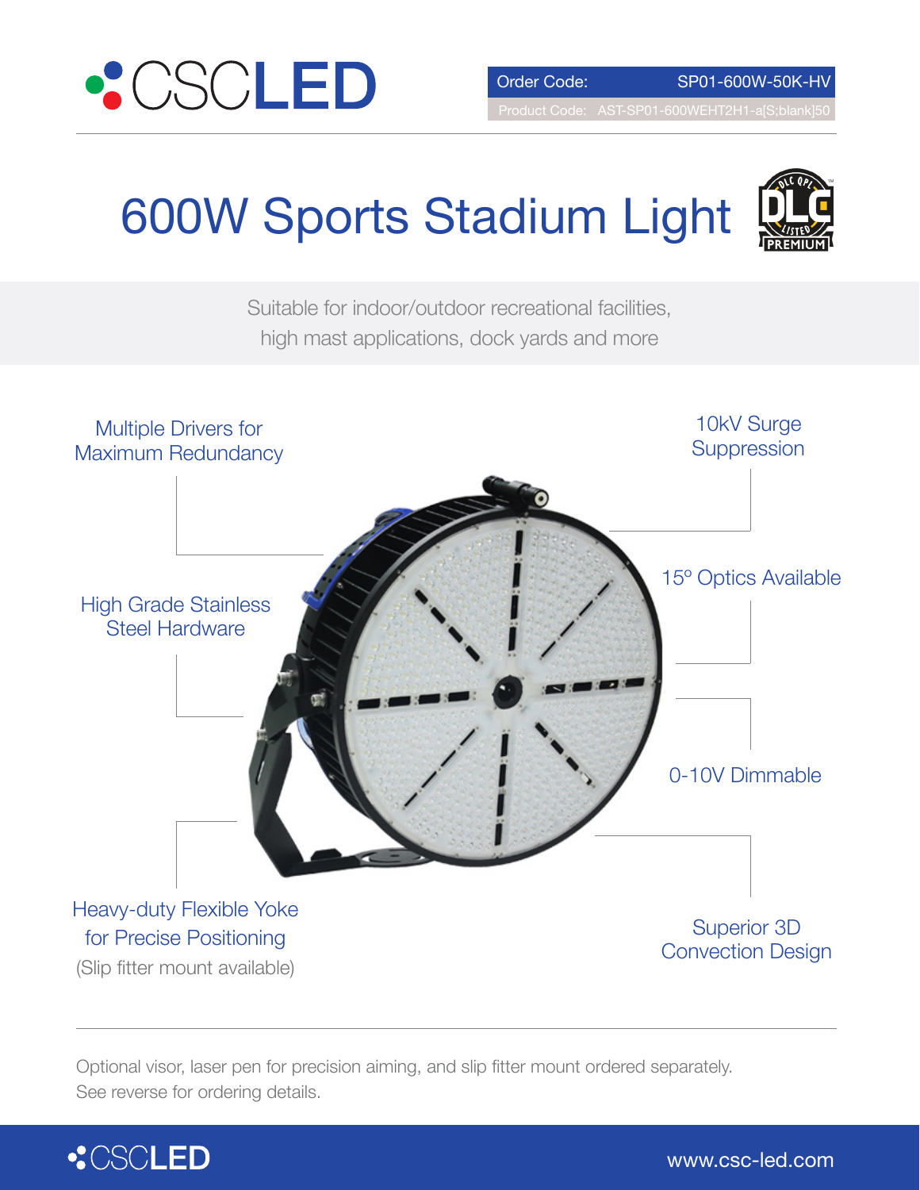# CSCLED

**Order Code:** SP01-600W-50K-HV

Product Code: AST-SP01-600WEHT2H1-a[S;blank]50

# 600W Sports Stadium Light

DLC QPL LISTED PREMIUM

Suitable for indoor/outdoor recreational facilities, high mast applications, dock yards and more

- Multiple Drivers for Maximum Redundancy
- 10kV Surge Suppression
- High Grade Stainless Steel Hardware
- 15º Optics Available
- 0-10V Dimmable
- Heavy-duty Flexible Yoke for Precise Positioning (Slip fitter mount available)
- Superior 3D Convection Design

Optional visor, laser pen for precision aiming, and slip fitter mount ordered separately. See reverse for ordering details.

CSCLED www.csc-led.com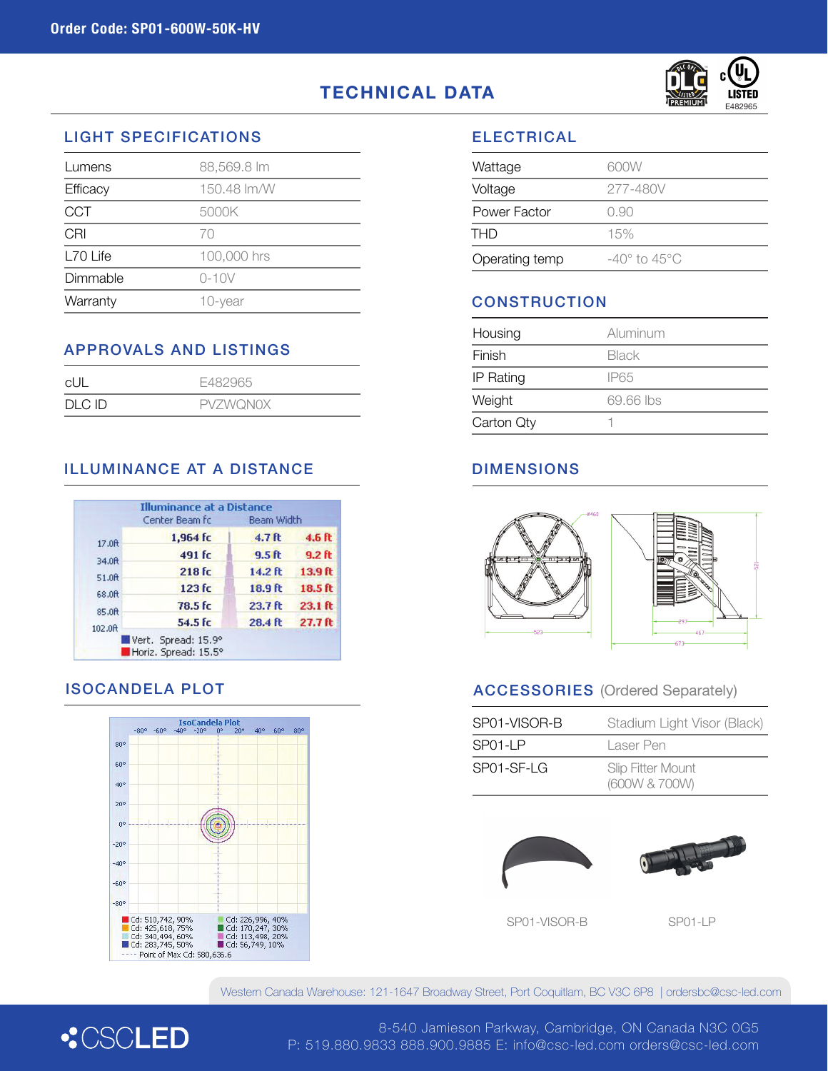Order Code: SP01-600W-50K-HV

# TECHNICAL DATA

## LIGHT SPECIFICATIONS

| | |
|---|---|
| Lumens | 88,569.8 lm |
| Efficacy | 150.48 lm/W |
| CCT | 5000K |
| CRI | 70 |
| L70 Life | 100,000 hrs |
| Dimmable | 0-10V |
| Warranty | 10-year |

## APPROVALS AND LISTINGS

| | |
|---|---|
| cUL | E482965 |
| DLC ID | PVZWQN0X |

## ILLUMINANCE AT A DISTANCE

Illuminance at a Distance

Center Beam fc

Beam Width

17.0ft 1,964 fc 4.7 ft 4.6 ft

34.0ft 491 fc 9.5 ft 9.2 ft

51.0ft 218 fc 14.2 ft 13.9 ft

68.0ft 123 fc 18.9 ft 18.5 ft

85.0ft 78.5 fc 23.7 ft 23.1 ft

102.0ft 54.5 fc 28.4 ft 27.7 ft

Vert. Spread: 15.9°

Horiz. Spread: 15.5°

## ISOCANDELA PLOT

IsoCandela Plot

-80° -60° -40° -20° 0° 20° 40° 60° 80°

80° 60° 40° 20° 0° -20° -40° -60° -80°

Cd: 510,742, 90%

Cd: 425,618, 75%

Cd: 340,494, 60%

Cd: 283,745, 50%

Cd: 226,996, 40%

Cd: 170,247, 30%

Cd: 113,498, 20%

Cd: 56,749, 10%

Point of Max Cd: 580,636.6

## ELECTRICAL

| | |
|---|---|
| Wattage | 600W |
| Voltage | 277-480V |
| Power Factor | 0.90 |
| THD | 15% |
| Operating temp | -40° to 45°C |

## CONSTRUCTION

| | |
|---|---|
| Housing | Aluminum |
| Finish | Black |
| IP Rating | IP65 |
| Weight | 69.66 lbs |
| Carton Qty | 1 |

## DIMENSIONS

Ø460 523 521 297 467 673

## ACCESSORIES (Ordered Separately)

| | |
|---|---|
| SP01-VISOR-B | Stadium Light Visor (Black) |
| SP01-LP | Laser Pen |
| SP01-SF-LG | Slip Fitter Mount (600W & 700W) |

SP01-VISOR-B

SP01-LP

Western Canada Warehouse: 121-1647 Broadway Street, Port Coquitlam, BC V3C 6P8 | ordersbc@csc-led.com

CSCLED

8-540 Jamieson Parkway, Cambridge, ON Canada N3C 0G5

P: 519.880.9833 888.900.9885 E: info@csc-led.com orders@csc-led.com